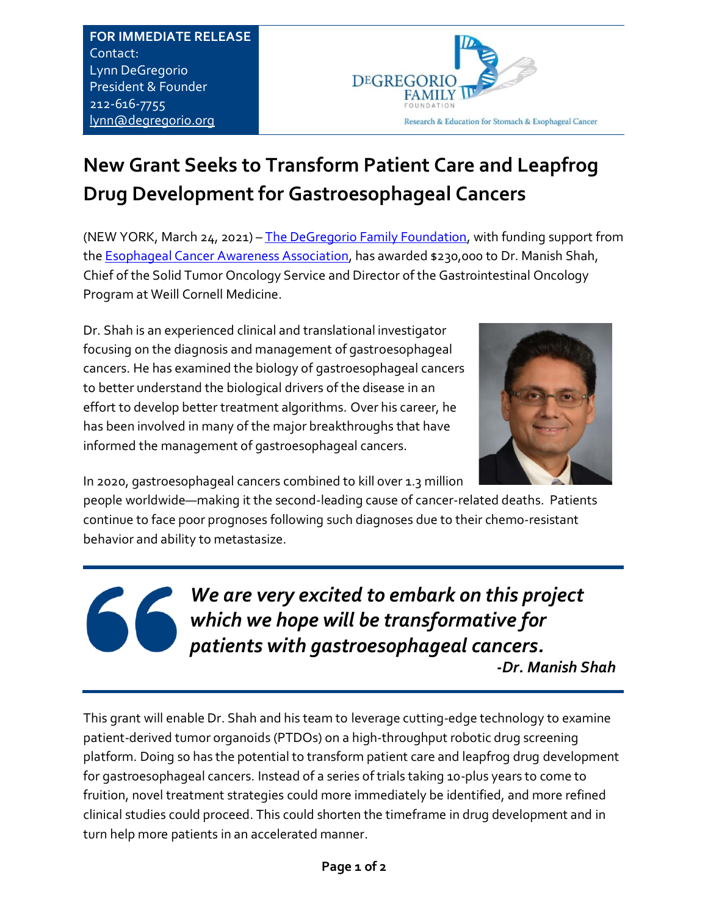**FOR IMMEDIATE RELEASE**
Contact:
Lynn DeGregorio
President & Founder
212-616-7755
lynn@degregorio.org

DEGREGORIO FAMILY FOUNDATION
Research & Education for Stomach & Esophageal Cancer

# New Grant Seeks to Transform Patient Care and Leapfrog Drug Development for Gastroesophageal Cancers

(NEW YORK, March 24, 2021) – The DeGregorio Family Foundation, with funding support from the Esophageal Cancer Awareness Association, has awarded $230,000 to Dr. Manish Shah, Chief of the Solid Tumor Oncology Service and Director of the Gastrointestinal Oncology Program at Weill Cornell Medicine.

Dr. Shah is an experienced clinical and translational investigator focusing on the diagnosis and management of gastroesophageal cancers. He has examined the biology of gastroesophageal cancers to better understand the biological drivers of the disease in an effort to develop better treatment algorithms. Over his career, he has been involved in many of the major breakthroughs that have informed the management of gastroesophageal cancers.

In 2020, gastroesophageal cancers combined to kill over 1.3 million people worldwide—making it the second-leading cause of cancer-related deaths. Patients continue to face poor prognoses following such diagnoses due to their chemo-resistant behavior and ability to metastasize.

> ***We are very excited to embark on this project which we hope will be transformative for patients with gastroesophageal cancers.***
>
> ***-Dr. Manish Shah***

This grant will enable Dr. Shah and his team to leverage cutting-edge technology to examine patient-derived tumor organoids (PTDOs) on a high-throughput robotic drug screening platform. Doing so has the potential to transform patient care and leapfrog drug development for gastroesophageal cancers. Instead of a series of trials taking 10-plus years to come to fruition, novel treatment strategies could more immediately be identified, and more refined clinical studies could proceed. This could shorten the timeframe in drug development and in turn help more patients in an accelerated manner.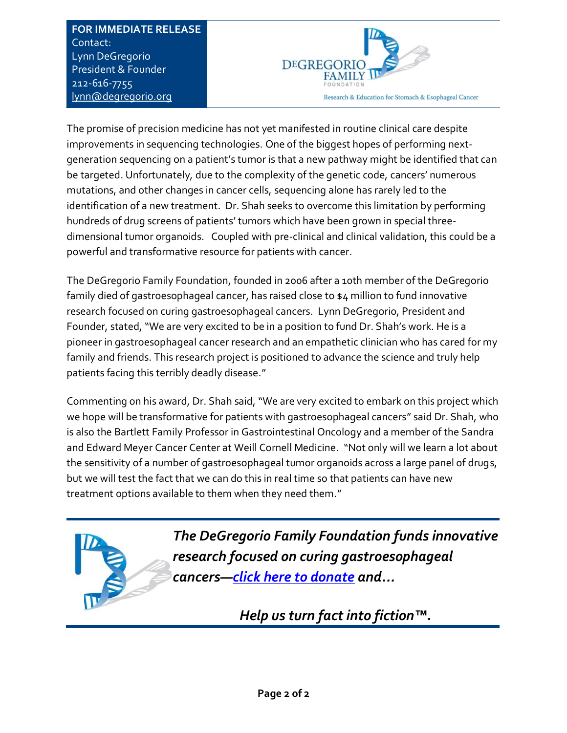**FOR IMMEDIATE RELEASE**
Contact:
Lynn DeGregorio
President & Founder
212-616-7755
lynn@degregorio.org

DEGREGORIO FAMILY FOUNDATION
Research & Education for Stomach & Esophageal Cancer

The promise of precision medicine has not yet manifested in routine clinical care despite improvements in sequencing technologies. One of the biggest hopes of performing next-generation sequencing on a patient's tumor is that a new pathway might be identified that can be targeted. Unfortunately, due to the complexity of the genetic code, cancers' numerous mutations, and other changes in cancer cells, sequencing alone has rarely led to the identification of a new treatment. Dr. Shah seeks to overcome this limitation by performing hundreds of drug screens of patients' tumors which have been grown in special three-dimensional tumor organoids. Coupled with pre-clinical and clinical validation, this could be a powerful and transformative resource for patients with cancer.

The DeGregorio Family Foundation, founded in 2006 after a 10th member of the DeGregorio family died of gastroesophageal cancer, has raised close to $4 million to fund innovative research focused on curing gastroesophageal cancers. Lynn DeGregorio, President and Founder, stated, "We are very excited to be in a position to fund Dr. Shah's work. He is a pioneer in gastroesophageal cancer research and an empathetic clinician who has cared for my family and friends. This research project is positioned to advance the science and truly help patients facing this terribly deadly disease."

Commenting on his award, Dr. Shah said, "We are very excited to embark on this project which we hope will be transformative for patients with gastroesophageal cancers" said Dr. Shah, who is also the Bartlett Family Professor in Gastrointestinal Oncology and a member of the Sandra and Edward Meyer Cancer Center at Weill Cornell Medicine. "Not only will we learn a lot about the sensitivity of a number of gastroesophageal tumor organoids across a large panel of drugs, but we will test the fact that we can do this in real time so that patients can have new treatment options available to them when they need them."

***The DeGregorio Family Foundation funds innovative research focused on curing gastroesophageal cancers—click here to donate and…***

***Help us turn fact into fiction™.***